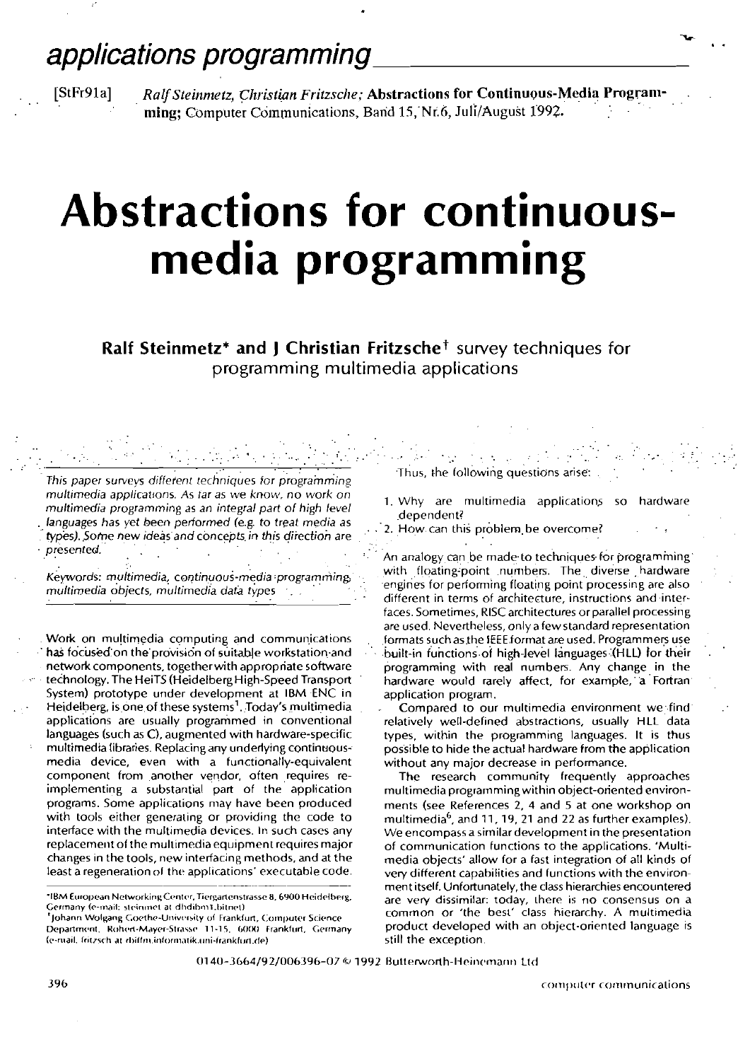[StFr91a] *Ralf Steinmetz, Christian Fritzsche;* **Abstractions for Continuous-Media Programming;** Computer Communications, Band 15, Nr.6, Juli/August 1992.

# Abstractions for continuous-media programming

**Ralf Steinmetz\* and J Christian Fritzsche†** survey techniques for programming multimedia applications

*This paper surveys different techniques for programming multimedia applications. As far as we know, no work on multimedia programming as an integral part of high level languages has yet been performed (e.g. to treat media as types). Some new ideas and concepts in this direction are presented.*

*Keywords: multimedia, continuous-media programming, multimedia objects, multimedia data types*

Work on multimedia computing and communications has focused on the provision of suitable workstation and network components, together with appropriate software technology. The HeiTS (Heidelberg High-Speed Transport System) prototype under development at IBM ENC in Heidelberg, is one of these systems[1]. Today's multimedia applications are usually programmed in conventional languages (such as C), augmented with hardware-specific multimedia libraries. Replacing any underlying continuous-media device, even with a functionally-equivalent component from another vendor, often requires re-implementing a substantial part of the application programs. Some applications may have been produced with tools either generating or providing the code to interface with the multimedia devices. In such cases any replacement of the multimedia equipment requires major changes in the tools, new interfacing methods, and at the least a regeneration of the applications' executable code.

Thus, the following questions arise:

1. Why are multimedia applications so hardware dependent?
2. How can this problem be overcome?

An analogy can be made to techniques for programming with floating-point numbers. The diverse hardware engines for performing floating point processing are also different in terms of architecture, instructions and interfaces. Sometimes, RISC architectures or parallel processing are used. Nevertheless, only a few standard representation formats such as the IEEE format are used. Programmers use built-in functions of high-level languages (HLL) for their programming with real numbers. Any change in the hardware would rarely affect, for example, a Fortran application program.

Compared to our multimedia environment we find relatively well-defined abstractions, usually HLL data types, within the programming languages. It is thus possible to hide the actual hardware from the application without any major decrease in performance.

The research community frequently approaches multimedia programming within object-oriented environments (see References 2, 4 and 5 at one workshop on multimedia[6], and 11, 19, 21 and 22 as further examples). We encompass a similar development in the presentation of communication functions to the applications. 'Multimedia objects' allow for a fast integration of all kinds of very different capabilities and functions with the environment itself. Unfortunately, the class hierarchies encountered are very dissimilar: today, there is no consensus on a common or 'the best' class hierarchy. A multimedia product developed with an object-oriented language is still the exception.

\*IBM European Networking Center, Tiergartenstrasse 8, 6900 Heidelberg, Germany (e-mail: steinmet at dhdibm1.bitnet)
†Johann Wolfgang Goethe-University of Frankfurt, Computer Science Department, Robert-Mayer-Strasse 11-15, 6000 Frankfurt, Germany (e-mail: fritzsch at rbifm.informatik.uni-frankfurt.de)

0140-3664/92/006396-07 © 1992 Butterworth-Heinemann Ltd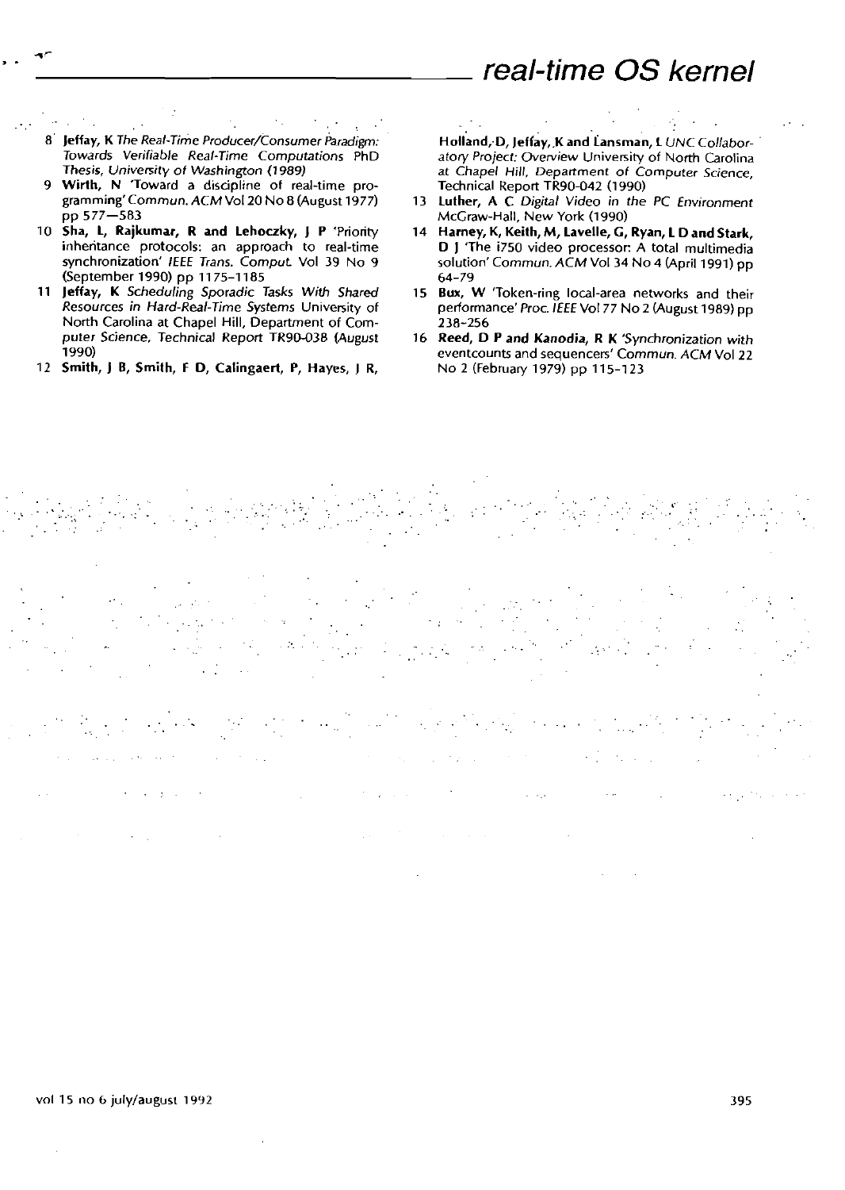8 **Jeffay, K** *The Real-Time Producer/Consumer Paradigm: Towards Verifiable Real-Time Computations* PhD Thesis, University of Washington (1989)

9 **Wirth, N** 'Toward a discipline of real-time programming' *Commun. ACM* Vol 20 No 8 (August 1977) pp 577–583

10 **Sha, L, Rajkumar, R and Lehoczky, J P** 'Priority inheritance protocols: an approach to real-time synchronization' *IEEE Trans. Comput.* Vol 39 No 9 (September 1990) pp 1175–1185

11 **Jeffay, K** *Scheduling Sporadic Tasks With Shared Resources in Hard-Real-Time Systems* University of North Carolina at Chapel Hill, Department of Computer Science, Technical Report TR90-038 (August 1990)

12 **Smith, J B, Smith, F D, Calingaert, P, Hayes, J R, Holland, D, Jeffay, K and Lansman, L** *UNC Collaboratory Project: Overview* University of North Carolina at Chapel Hill, Department of Computer Science, Technical Report TR90-042 (1990)

13 **Luther, A C** *Digital Video in the PC Environment* McGraw-Hall, New York (1990)

14 **Harney, K, Keith, M, Lavelle, G, Ryan, L D and Stark, D J** 'The i750 video processor: A total multimedia solution' *Commun. ACM* Vol 34 No 4 (April 1991) pp 64–79

15 **Bux, W** 'Token-ring local-area networks and their performance' *Proc. IEEE* Vol 77 No 2 (August 1989) pp 238–256

16 **Reed, D P and Kanodia, R K** 'Synchronization with eventcounts and sequencers' *Commun. ACM* Vol 22 No 2 (February 1979) pp 115–123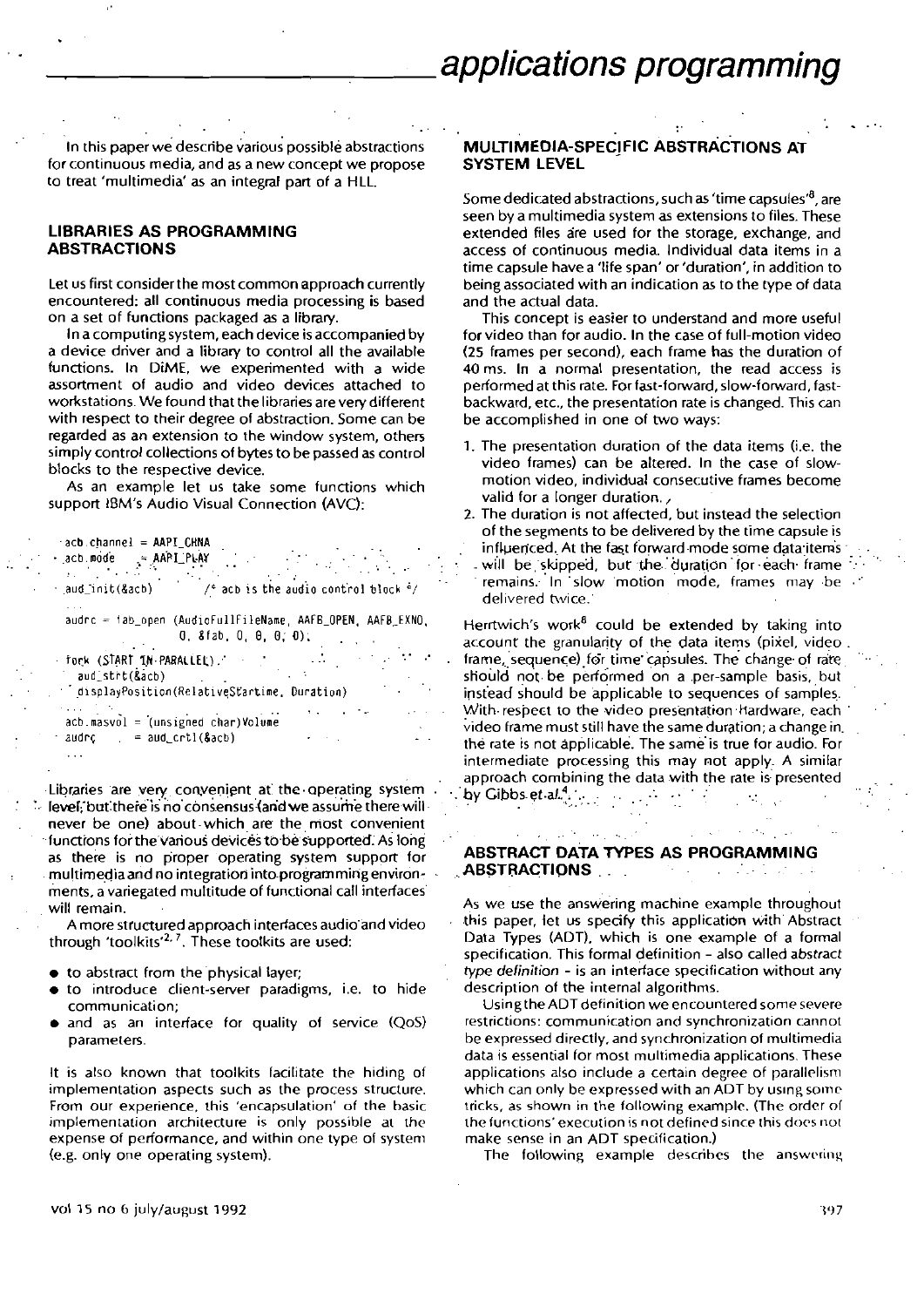In this paper we describe various possible abstractions for continuous media, and as a new concept we propose to treat 'multimedia' as an integral part of a HLL.

## LIBRARIES AS PROGRAMMING ABSTRACTIONS

Let us first consider the most common approach currently encountered: all continuous media processing is based on a set of functions packaged as a library.

In a computing system, each device is accompanied by a device driver and a library to control all the available functions. In DiME, we experimented with a wide assortment of audio and video devices attached to workstations. We found that the libraries are very different with respect to their degree of abstraction. Some can be regarded as an extension to the window system, others simply control collections of bytes to be passed as control blocks to the respective device.

As an example let us take some functions which support IBM's Audio Visual Connection (AVC):

```
acb.channel = AAPI_CHNA
acb.mode    = AAPI_PLAY
...
aud_init(&acb)        /* acb is the audio control block */
...
audrc = fab_open (AudioFullFileName, AAFB_OPEN, AAFB_EXNO,
                  0, &fab, 0, 0, 0, 0);
...
fork (START IN PARALLEL)
   aud_strt(&acb)
   displayPosition(RelativeStartime, Duration)
...
acb.masvol = (unsigned char)Volume
audrc      = aud_crtl(&acb)
...
```

Libraries are very convenient at the operating system level, but there is no consensus (and we assume there will never be one) about which are the most convenient functions for the various devices to be supported. As long as there is no proper operating system support for multimedia and no integration into programming environments, a variegated multitude of functional call interfaces will remain.

A more structured approach interfaces audio and video through 'toolkits'[2, 7]. These toolkits are used:

- to abstract from the physical layer;
- to introduce client-server paradigms, i.e. to hide communication;
- and as an interface for quality of service (QoS) parameters.

It is also known that toolkits facilitate the hiding of implementation aspects such as the process structure. From our experience, this 'encapsulation' of the basic implementation architecture is only possible at the expense of performance, and within one type of system (e.g. only one operating system).

## MULTIMEDIA-SPECIFIC ABSTRACTIONS AT SYSTEM LEVEL

Some dedicated abstractions, such as 'time capsules'[8], are seen by a multimedia system as extensions to files. These extended files are used for the storage, exchange, and access of continuous media. Individual data items in a time capsule have a 'life span' or 'duration', in addition to being associated with an indication as to the type of data and the actual data.

This concept is easier to understand and more useful for video than for audio. In the case of full-motion video (25 frames per second), each frame has the duration of 40 ms. In a normal presentation, the read access is performed at this rate. For fast-forward, slow-forward, fast-backward, etc., the presentation rate is changed. This can be accomplished in one of two ways:

1. The presentation duration of the data items (i.e. the video frames) can be altered. In the case of slow-motion video, individual consecutive frames become valid for a longer duration.
2. The duration is not affected, but instead the selection of the segments to be delivered by the time capsule is influenced. At the fast forward-mode some data items will be skipped, but the duration for each frame remains. In slow motion mode, frames may be delivered twice.

Herrtwich's work[8] could be extended by taking into account the granularity of the data items (pixel, video frame, sequence) for time capsules. The change of rate should not be performed on a per-sample basis, but instead should be applicable to sequences of samples. With respect to the video presentation Hardware, each video frame must still have the same duration; a change in the rate is not applicable. The same is true for audio. For intermediate processing this may not apply. A similar approach combining the data with the rate is presented by Gibbs et al.[4].

## ABSTRACT DATA TYPES AS PROGRAMMING ABSTRACTIONS

As we use the answering machine example throughout this paper, let us specify this application with Abstract Data Types (ADT), which is one example of a formal specification. This formal definition – also called *abstract type definition* – is an interface specification without any description of the internal algorithms.

Using the ADT definition we encountered some severe restrictions: communication and synchronization cannot be expressed directly, and synchronization of multimedia data is essential for most multimedia applications. These applications also include a certain degree of parallelism which can only be expressed with an ADT by using some tricks, as shown in the following example. (The order of the functions' execution is not defined since this does not make sense in an ADT specification.)

The following example describes the answering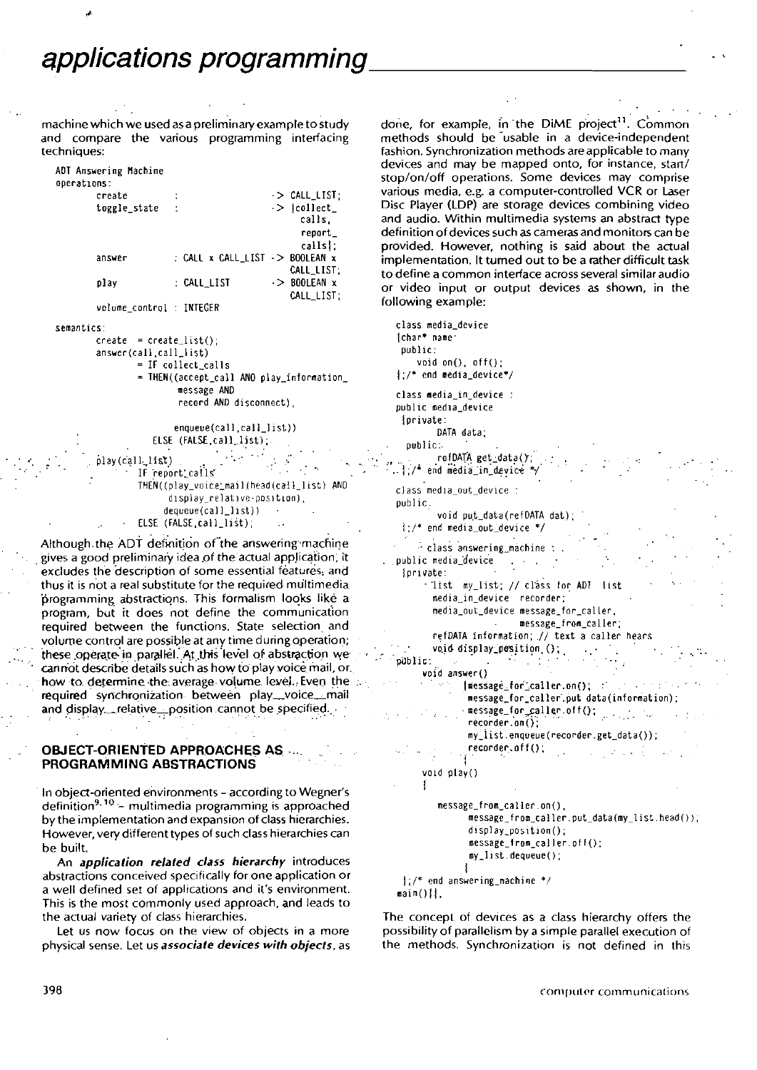machine which we used as a preliminary example to study and compare the various programming interfacing techniques:

```
ADT Answering Machine
operations:
        create          :                     -> CALL_LIST;
        toggle_state    :                     -> {collect_
                                                  calls,
                                                  report_
                                                  calls};
        answer          : CALL x CALL_LIST -> BOOLEAN x
                                                  CALL_LIST;
        play            : CALL_LIST           -> BOOLEAN x
                                                  CALL_LIST;
        volume_control  : INTEGER

semantics:
        create  = create_list();
        answer(call,call_list)
                = IF collect_calls
                = THEN((accept_call AND play_information_
                        message AND
                        record AND disconnect),

                        enqueue(call,call_list))
                  ELSE (FALSE,call_list);
        play(call_list)
                IF report_calls
                THEN((play_voice_mail(head(call_list) AND
                        display_relative-position),
                        dequeue(call_list))
                ELSE (FALSE,call_list);
```

Although the ADT definition of the answering machine gives a good preliminary idea of the actual application, it excludes the description of some essential features, and thus it is not a real substitute for the required multimedia programming abstractions. This formalism looks like a program, but it does not define the communication required between the functions. State selection and volume control are possible at any time during operation; these operate in parallel. At this level of abstraction we cannot describe details such as how to play voice mail, or how to determine the average volume level. Even the required synchronization between play_voice_mail and display_relative_position cannot be specified.

## OBJECT-ORIENTED APPROACHES AS PROGRAMMING ABSTRACTIONS

In object-oriented environments – according to Wegner's definition[9,10] – multimedia programming is approached by the implementation and expansion of class hierarchies. However, very different types of such class hierarchies can be built.

An ***application related class hierarchy*** introduces abstractions conceived specifically for one application or a well defined set of applications and it's environment. This is the most commonly used approach, and leads to the actual variety of class hierarchies.

Let us now focus on the view of objects in a more physical sense. Let us ***associate devices with objects***, as done, for example, in the DiME project[11]. Common methods should be usable in a device-independent fashion. Synchronization methods are applicable to many devices and may be mapped onto, for instance, start/stop/on/off operations. Some devices may comprise various media, e.g. a computer-controlled VCR or Laser Disc Player (LDP) are storage devices combining video and audio. Within multimedia systems an abstract type definition of devices such as cameras and monitors can be provided. However, nothing is said about the actual implementation. It turned out to be a rather difficult task to define a common interface across several similar audio or video input or output devices as shown, in the following example:

```
class media_device
{char* name;
 public:
    void on(), off();
};/* end media_device*/

class media_in_device :
public media_device
 {private:
        DATA data;
  public:
        refDATA get_data();
 };/* end media_in_device */

class media_out_device :
public:
        void put_data(refDATA dat);
 };/* end media_out_device */

    class answering_machine :
 public media_device
  {private:
        list  my_list; // class for ADT  list
        media_in_device  recorder;
        media_out_device message_for_caller,
                         message_from_caller;
        refDATA information; // text a caller hears
        void display_position();
 public:
     void answer()
            {message_for_caller.on();
             message_for_caller.put data(information);
             message_for_caller.off();
             recorder.on();
             my_list.enqueue(recorder.get_data());
             recorder.off();
            }
     void play()
     {
         message_from_caller.on(),
             message_from_caller.put_data(my_list.head());
             display_position();
             message_from_caller.off();
             my_list.dequeue();
            }
  };/* end answering_machine */
 main(){}.
```

The concept of devices as a class hierarchy offers the possibility of parallelism by a simple parallel execution of the methods. Synchronization is not defined in this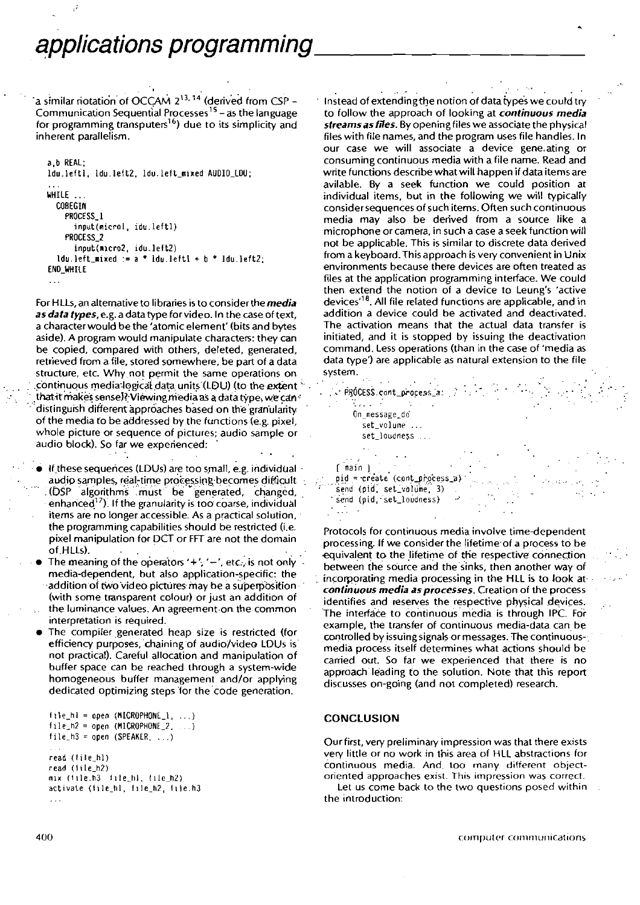a similar notation of OCCAM 2[13, 14] (derived from CSP – Communication Sequential Processes[15] – as the language for programming transputers[16]) due to its simplicity and inherent parallelism.

```
a,b REAL;
ldu.left1, ldu.left2, ldu.left_mixed AUDIO_LDU;
...
WHILE ...
  COBEGIN
    PROCESS_1
      input(micro1, idu.left1)
    PROCESS_2
      input(micro2, idu.left2)
  ldu.left_mixed := a * ldu.left1 + b * ldu.left2;
END_WHILE
...
```

For HLLs, an alternative to libraries is to consider the ***media as data types***, e.g. a data type for video. In the case of text, a character would be the 'atomic element' (bits and bytes aside). A program would manipulate characters: they can be copied, compared with others, deleted, generated, retrieved from a file, stored somewhere, be part of a data structure, etc. Why not permit the same operations on continuous media logical data units (LDU) (to the extent that it makes sense)? Viewing media as a data type, we can distinguish different approaches based on the granularity of the media to be addressed by the functions (e.g. pixel, whole picture or sequence of pictures; audio sample or audio block). So far we experienced:

- If these sequences (LDUs) are too small, e.g. individual audio samples, real-time processing becomes difficult (DSP algorithms must be generated, changed, enhanced[17]). If the granularity is too coarse, individual items are no longer accessible. As a practical solution, the programming capabilities should be restricted (i.e. pixel manipulation for DCT or FFT are not the domain of HLLs).
- The meaning of the operators '+', '−', etc., is not only media-dependent, but also application-specific: the addition of two video pictures may be a superposition (with some transparent colour) or just an addition of the luminance values. An agreement on the common interpretation is required.
- The compiler generated heap size is restricted (for efficiency purposes, chaining of audio/video LDUs is not practical). Careful allocation and manipulation of buffer space can be reached through a system-wide homogeneous buffer management and/or applying dedicated optimizing steps for the code generation.

```
file_h1 = open (MICROPHONE_1, ...)
file_h2 = open (MICROPHONE_2, ...)
file_h3 = open (SPEAKER, ...)
...
read (file_h1)
read (file_h2)
mix (file_h3  file_h1, file_h2)
activate (file_h1, file_h2, file_h3
...
```

Instead of extending the notion of data types we could try to follow the approach of looking at ***continuous media streams as files***. By opening files we associate the physical files with file names, and the program uses file handles. In our case we will associate a device generating or consuming continuous media with a file name. Read and write functions describe what will happen if data items are avilable. By a seek function we could position at individual items, but in the following we will typically consider sequences of such items. Often such continuous media may also be derived from a source like a microphone or camera, in such a case a seek function will not be applicable. This is similar to discrete data derived from a keyboard. This approach is very convenient in Unix environments because there devices are often treated as files at the application programming interface. We could then extend the notion of a device to Leung's 'active devices'[18]. All file related functions are applicable, and in addition a device could be activated and deactivated. The activation means that the actual data transfer is initiated, and it is stopped by issuing the deactivation command. Less operations (than in the case of 'media as data type') are applicable as natural extension to the file system.

```
PROCESS cont_process_a:
  ...
  On_message_do
    set_volume ...
    set_loudness ...
  ...

[ main ]
pid = create (cont_process_a)
send (pid, set_volume, 3)
send (pid, set_loudness)
...
```

Protocols for continuous media involve time-dependent processing. If we consider the lifetime of a process to be equivalent to the lifetime of the respective connection between the source and the sinks, then another way of incorporating media processing in the HLL is to look at ***continuous media as processes***. Creation of the process identifies and reserves the respective physical devices. The interface to continuous media is through IPC. For example, the transfer of continuous media-data can be controlled by issuing signals or messages. The continuous-media process itself determines what actions should be carried out. So far we experienced that there is no approach leading to the solution. Note that this report discusses on-going (and not completed) research.

## CONCLUSION

Our first, very preliminary impression was that there exists very little or no work in this area of HLL abstractions for continuous media. And too many different object-oriented approaches exist. This impression was correct.

Let us come back to the two questions posed within the introduction: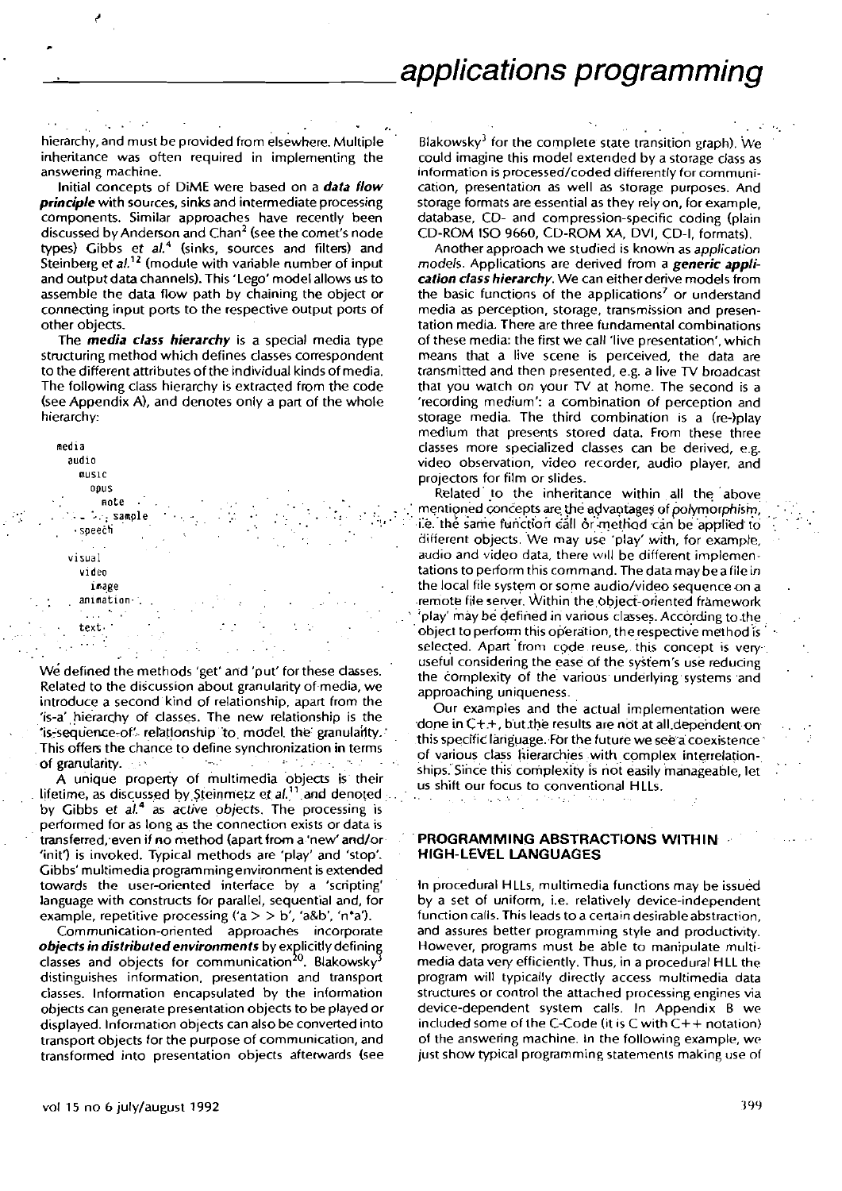hierarchy, and must be provided from elsewhere. Multiple inheritance was often required in implementing the answering machine.

Initial concepts of DiME were based on a ***data flow principle*** with sources, sinks and intermediate processing components. Similar approaches have recently been discussed by Anderson and Chan[2] (see the comet's node types) Gibbs *et al.*[4] (sinks, sources and filters) and Steinberg et *al.*[12] (module with variable number of input and output data channels). This 'Lego' model allows us to assemble the data flow path by chaining the object or connecting input ports to the respective output ports of other objects.

The ***media class hierarchy*** is a special media type structuring method which defines classes correspondent to the different attributes of the individual kinds of media. The following class hierarchy is extracted from the code (see Appendix A), and denotes only a part of the whole hierarchy:

```
media
  audio
    music
      opus
        note
        sample
    speech

  visual
    video
      image
    animation
    ...
    text
    ...
```

We defined the methods 'get' and 'put' for these classes. Related to the discussion about granularity of media, we introduce a second kind of relationship, apart from the 'is-a' hierarchy of classes. The new relationship is the 'is-sequence-of' relationship to model the granularity. This offers the chance to define synchronization in terms of granularity.

A unique property of multimedia objects is their lifetime, as discussed by Steinmetz et *al.*[11] and denoted by Gibbs et *al.*[4] as *active objects*. The processing is performed for as long as the connection exists or data is transferred, even if no method (apart from a 'new' and/or 'init') is invoked. Typical methods are 'play' and 'stop'. Gibbs' multimedia programming environment is extended towards the user-oriented interface by a 'scripting' language with constructs for parallel, sequential and, for example, repetitive processing ('a > > b', 'a&b', 'n*a').

Communication-oriented approaches incorporate ***objects in distributed environments*** by explicitly defining classes and objects for communication[20]. Blakowsky[3] distinguishes information, presentation and transport classes. Information encapsulated by the information objects can generate presentation objects to be played or displayed. Information objects can also be converted into transport objects for the purpose of communication, and transformed into presentation objects afterwards (see Blakowsky[3] for the complete state transition graph). We could imagine this model extended by a storage class as information is processed/coded differently for communication, presentation as well as storage purposes. And storage formats are essential as they rely on, for example, database, CD- and compression-specific coding (plain CD-ROM ISO 9660, CD-ROM XA, DVI, CD-I, formats).

Another approach we studied is known as *application models*. Applications are derived from a ***generic application class hierarchy***. We can either derive models from the basic functions of the applications[7] or understand media as perception, storage, transmission and presentation media. There are three fundamental combinations of these media: the first we call 'live presentation', which means that a live scene is perceived, the data are transmitted and then presented, e.g. a live TV broadcast that you watch on your TV at home. The second is a 'recording medium': a combination of perception and storage media. The third combination is a (re-)play medium that presents stored data. From these three classes more specialized classes can be derived, e.g. video observation, video recorder, audio player, and projectors for film or slides.

Related to the inheritance within all the above mentioned concepts are the advantages of polymorphism, i.e. the same function call or method can be applied to different objects. We may use 'play' with, for example, audio and video data, there will be different implementations to perform this command. The data may be a file in the local file system or some audio/video sequence on a remote file server. Within the object-oriented framework 'play' may be defined in various classes. According to the object to perform this operation, the respective method is selected. Apart from code reuse, this concept is very useful considering the ease of the system's use reducing the complexity of the various underlying systems and approaching uniqueness.

Our examples and the actual implementation were done in C++, but the results are not at all dependent on this specific language. For the future we see a coexistence of various class hierarchies with complex interrelationships. Since this complexity is not easily manageable, let us shift our focus to conventional HLLs.

## PROGRAMMING ABSTRACTIONS WITHIN HIGH-LEVEL LANGUAGES

In procedural HLLs, multimedia functions may be issued by a set of uniform, i.e. relatively device-independent function calls. This leads to a certain desirable abstraction, and assures better programming style and productivity. However, programs must be able to manipulate multimedia data very efficiently. Thus, in a procedural HLL the program will typically directly access multimedia data structures or control the attached processing engines via device-dependent system calls. In Appendix B we included some of the C-Code (it is C with C++ notation) of the answering machine. In the following example, we just show typical programming statements making use of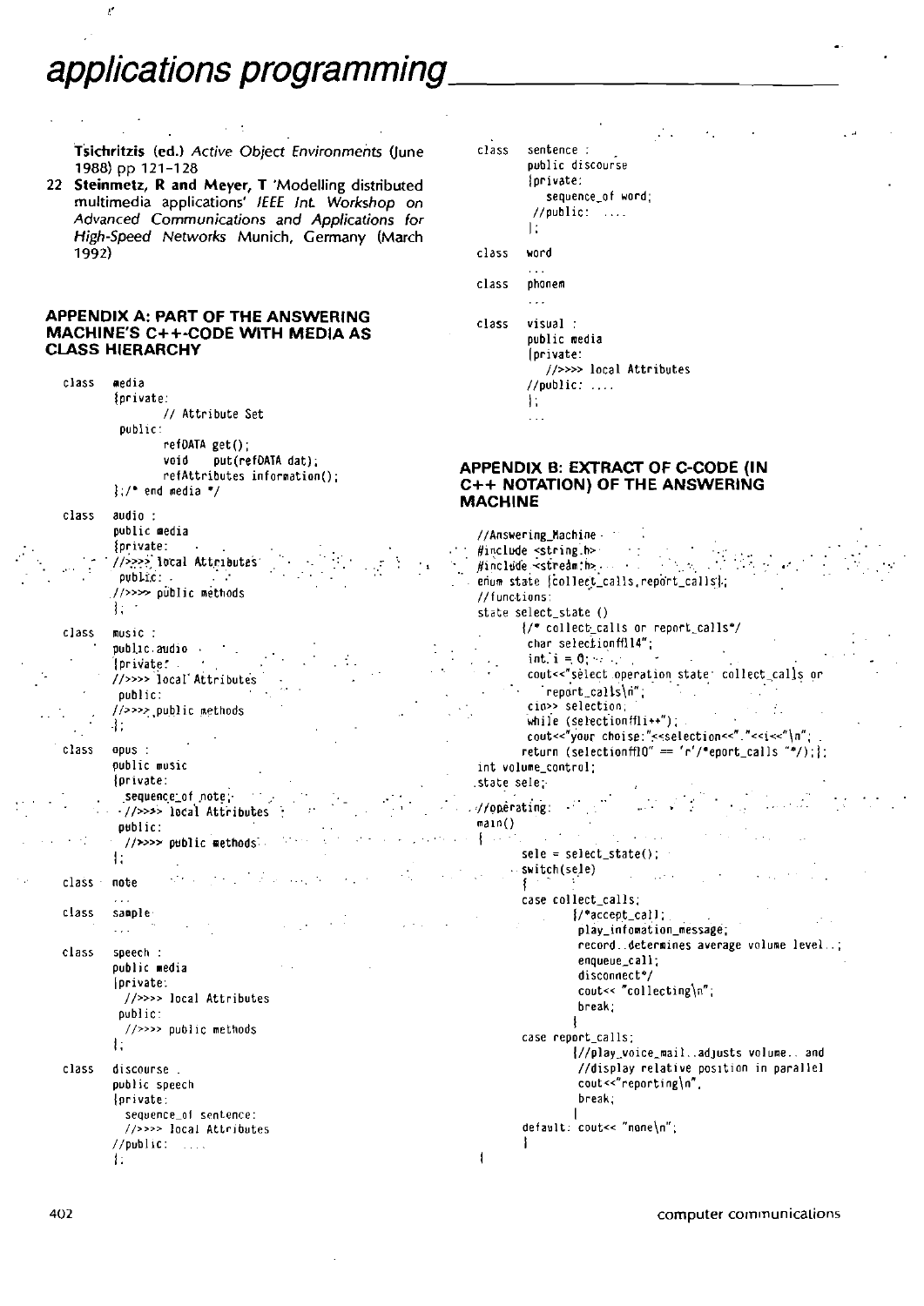Tsichritzis (ed.) *Active Object Environments* (June 1988) pp 121–128

22 **Steinmetz, R and Meyer, T** 'Modelling distributed multimedia applications' *IEEE Int. Workshop on Advanced Communications and Applications for High-Speed Networks* Munich, Germany (March 1992)

## APPENDIX A: PART OF THE ANSWERING MACHINE'S C++-CODE WITH MEDIA AS CLASS HIERARCHY

```
class  media
       {private:
              // Attribute Set
        public:
              refDATA get();
              void    put(refDATA dat);
              refAttributes information();
       };/* end media */

class  audio :
       public media
       {private:
        //>>>> local Attributes
        public:
       //>>>> public methods
       };

class  music :
       public audio
       {private:
       //>>>> local Attributes
        public:
       //>>>> public methods
       };

class  opus :
       public music
       {private:
         sequence_of note;
        //>>>> local Attributes
        public:
         //>>>> public methods
       };

class  note
       ...

class  sample
       ...

class  speech :
       public media
       {private:
         //>>>> local Attributes
        public:
         //>>>> public methods
       };

class  discourse
       public speech
       {private:
         sequence_of sentence;
         //>>>> local Attributes
       //public:  ....
       };

class  sentence :
       public discourse
       {private:
          sequence_of word;
        //public:  ....
       };

class  word
       ...

class  phonem
       ...

class  visual :
       public media
       {private:
          //>>>> local Attributes
       //public: ....
       };
       ...
```

## APPENDIX B: EXTRACT OF C-CODE (IN C++ NOTATION) OF THE ANSWERING MACHINE

```
//Answering_Machine
#include <string.h>
#include <stream.h>
enum state {collect_calls,report_calls};
//functions:
state select_state ()
      {/* collect_calls or report_calls*/
       char selection[14];
       int i = 0;
       cout<<"select operation state: collect_calls or
          report_calls\n";
       cin>> selection;
       while (selection[i++]);
       cout<<"your choise:"<<selection<<"."<<i<<"\n";
      return (selection[0] == 'r'/*eport_calls "*/);};
int volume_control;
state sele;
//operating:
main()
{
       sele = select_state();
       switch(sele)
       {
       case collect_calls;
              {/*accept_call;
               play_infomation_message;
               record..determines average volume level..;
               enqueue_call;
               disconnect*/
               cout<< "collecting\n";
               break;
              }
       case report_calls;
              {//play_voice_mail..adjusts volume.. and
               //display relative position in parallel
               cout<<"reporting\n",
               break;
              }
       default: cout<< "none\n";
       }
}
```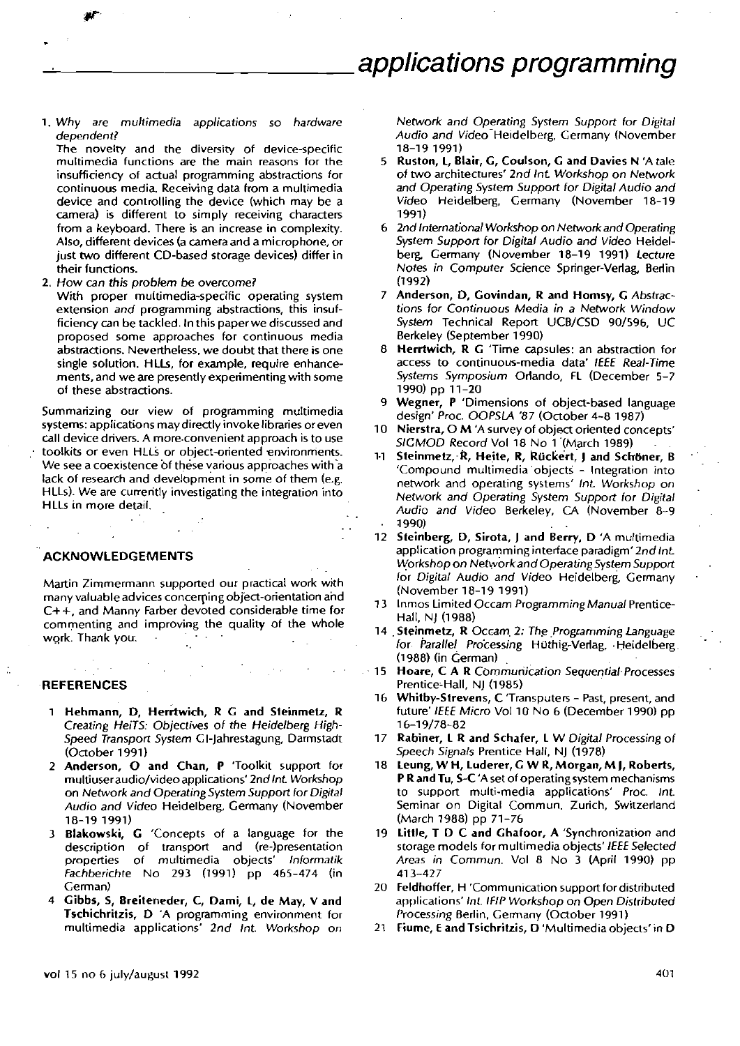1. *Why are multimedia applications so hardware dependent?*
   The novelty and the diversity of device-specific multimedia functions are the main reasons for the insufficiency of actual programming abstractions for continuous media. Receiving data from a multimedia device and controlling the device (which may be a camera) is different to simply receiving characters from a keyboard. There is an increase in complexity. Also, different devices (a camera and a microphone, or just two different CD-based storage devices) differ in their functions.
2. *How can this problem be overcome?*
   With proper multimedia-specific operating system extension *and* programming abstractions, this insufficiency can be tackled. In this paper we discussed and proposed some approaches for continuous media abstractions. Nevertheless, we doubt that there is one single solution. HLLs, for example, require enhancements, and we are presently experimenting with some of these abstractions.

Summarizing our view of programming multimedia systems: applications may directly invoke libraries or even call device drivers. A more convenient approach is to use toolkits or even HLLs or object-oriented environments. We see a coexistence of these various approaches with a lack of research and development in some of them (e.g. HLLs). We are currently investigating the integration into HLLs in more detail.

## ACKNOWLEDGEMENTS

Martin Zimmermann supported our practical work with many valuable advices concerning object-orientation and C++, and Manny Farber devoted considerable time for commenting and improving the quality of the whole work. Thank you.

## REFERENCES

1. **Hehmann, D, Herrtwich, R G and Steinmetz, R** *Creating HeiTS: Objectives of the Heidelberg High-Speed Transport System* GI-Jahrestagung, Darmstadt (October 1991)
2. **Anderson, D and Chan, P** 'Toolkit support for multiuser audio/video applications' *2nd Int. Workshop on Network and Operating System Support for Digital Audio and Video* Heidelberg, Germany (November 18-19 1991)
3. **Blakowski, G** 'Concepts of a language for the description of transport and (re-)presentation properties of multimedia objects' *Informatik Fachberichte* No 293 (1991) pp 465-474 (in German)
4. **Gibbs, S, Breiteneder, C, Dami, L, de May, V and Tschichritzis, D** 'A programming environment for multimedia applications' *2nd Int. Workshop on Network and Operating System Support for Digital Audio and Video* Heidelberg, Germany (November 18-19 1991)
5. **Ruston, L, Blair, G, Coulson, G and Davies N** 'A tale of two architectures' *2nd Int. Workshop on Network and Operating System Support for Digital Audio and Video* Heidelberg, Germany (November 18-19 1991)
6. *2nd International Workshop on Network and Operating System Support for Digital Audio and Video* Heidelberg, Germany (November 18-19 1991) *Lecture Notes in Computer Science* Springer-Verlag, Berlin (1992)
7. **Anderson, D, Govindan, R and Homsy, G** *Abstractions for Continuous Media in a Network Window System* Technical Report UCB/CSD 90/596, UC Berkeley (September 1990)
8. **Herrtwich, R G** 'Time capsules: an abstraction for access to continuous-media data' *IEEE Real-Time Systems Symposium* Orlando, FL (December 5-7 1990) pp 11-20
9. **Wegner, P** 'Dimensions of object-based language design' *Proc. OOPSLA '87* (October 4-8 1987)
10. **Nierstra, O M** 'A survey of object oriented concepts' *SIGMOD Record* Vol 18 No 1 (March 1989)
11. **Steinmetz, R, Heite, R, Rückert, J and Schöner, B** 'Compound multimedia objects – Integration into network and operating systems' *Int. Workshop on Network and Operating System Support for Digital Audio and Video* Berkeley, CA (November 8-9 1990)
12. **Steinberg, D, Sirota, J and Berry, D** 'A multimedia application programming interface paradigm' *2nd Int. Workshop on Network and Operating System Support for Digital Audio and Video* Heidelberg, Germany (November 18-19 1991)
13. Inmos Limited *Occam Programming Manual* Prentice-Hall, NJ (1988)
14. **Steinmetz, R** *Occam 2: The Programming Language for Parallel Processing* Hüthig-Verlag, Heidelberg (1988) (in German)
15. **Hoare, C A R** *Communication Sequential Processes* Prentice-Hall, NJ (1985)
16. **Whitby-Strevens, C** 'Transputers – Past, present, and future' *IEEE Micro* Vol 10 No 6 (December 1990) pp 16-19/78-82
17. **Rabiner, L R and Schafer, L W** *Digital Processing of Speech Signals* Prentice Hall, NJ (1978)
18. **Leung, W H, Luderer, G W R, Morgan, M J, Roberts, P R and Tu, S-C** 'A set of operating system mechanisms to support multi-media applications' *Proc. Int. Seminar on Digital Commun.* Zurich, Switzerland (March 1988) pp 71-76
19. **Little, T D C and Ghafoor, A** 'Synchronization and storage models for multimedia objects' *IEEE Selected Areas in Commun.* Vol 8 No 3 (April 1990) pp 413-427
20. **Feldhoffer, H** 'Communication support for distributed applications' *Int. IFIP Workshop on Open Distributed Processing* Berlin, Germany (October 1991)
21. **Fiume, E and Tsichritzis, D** 'Multimedia objects' in **D**